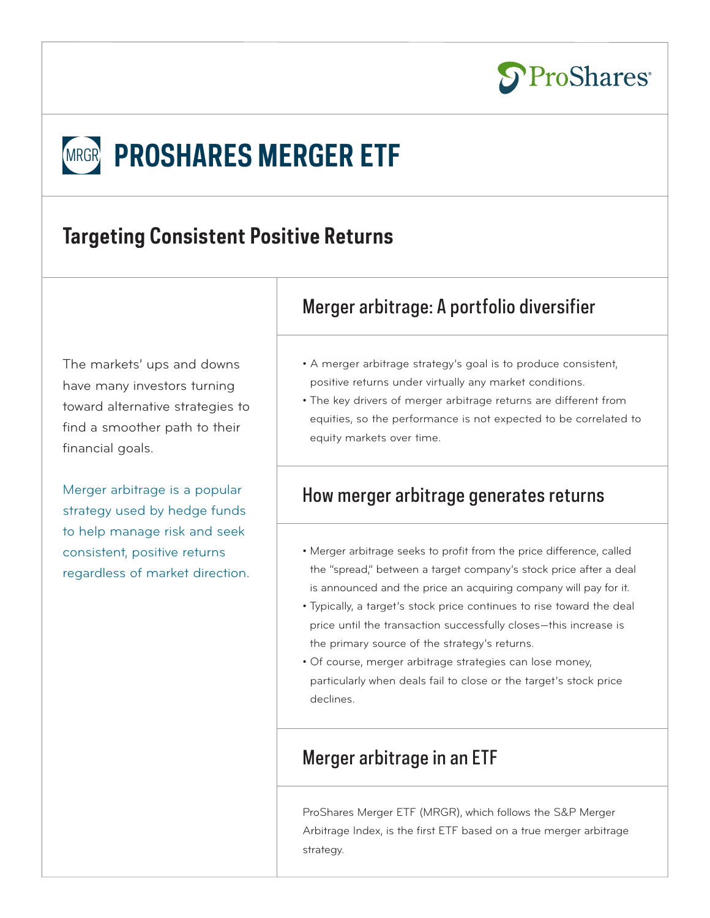# PROSHARES MERGER ETF

## Targeting Consistent Positive Returns

The markets' ups and downs have many investors turning toward alternative strategies to find a smoother path to their financial goals.

Merger arbitrage is a popular strategy used by hedge funds to help manage risk and seek consistent, positive returns regardless of market direction.

### Merger arbitrage: A portfolio diversifier

- A merger arbitrage strategy's goal is to produce consistent, positive returns under virtually any market conditions.
- The key drivers of merger arbitrage returns are different from equities, so the performance is not expected to be correlated to equity markets over time.

### How merger arbitrage generates returns

- Merger arbitrage seeks to profit from the price difference, called the "spread," between a target company's stock price after a deal is announced and the price an acquiring company will pay for it.
- Typically, a target's stock price continues to rise toward the deal price until the transaction successfully closes—this increase is the primary source of the strategy's returns.
- Of course, merger arbitrage strategies can lose money, particularly when deals fail to close or the target's stock price declines.

### Merger arbitrage in an ETF

ProShares Merger ETF (MRGR), which follows the S&P Merger Arbitrage Index, is the first ETF based on a true merger arbitrage strategy.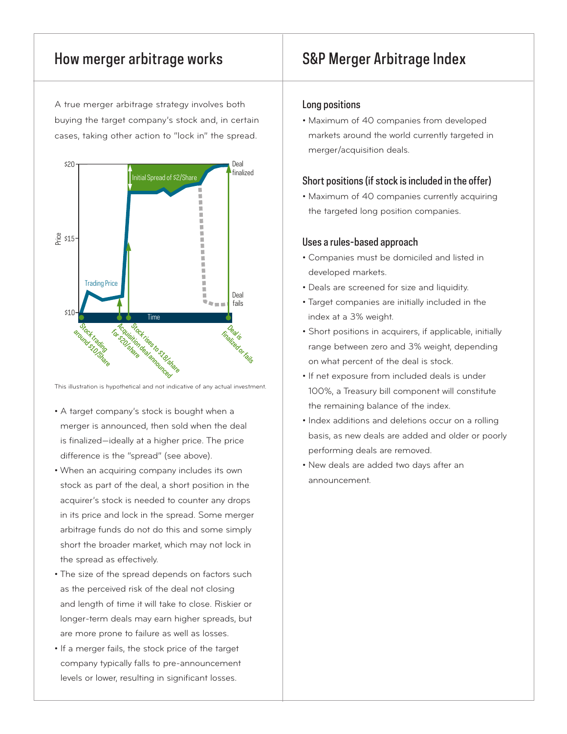## How merger arbitrage works

A true merger arbitrage strategy involves both buying the target company's stock and, in certain cases, taking other action to "lock in" the spread.

This illustration is hypothetical and not indicative of any actual investment.

- A target company's stock is bought when a merger is announced, then sold when the deal is finalized—ideally at a higher price. The price difference is the "spread" (see above).
- When an acquiring company includes its own stock as part of the deal, a short position in the acquirer's stock is needed to counter any drops in its price and lock in the spread. Some merger arbitrage funds do not do this and some simply short the broader market, which may not lock in the spread as effectively.
- The size of the spread depends on factors such as the perceived risk of the deal not closing and length of time it will take to close. Riskier or longer-term deals may earn higher spreads, but are more prone to failure as well as losses.
- If a merger fails, the stock price of the target company typically falls to pre-announcement levels or lower, resulting in significant losses.

## S&P Merger Arbitrage Index

### Long positions

- Maximum of 40 companies from developed markets around the world currently targeted in merger/acquisition deals.

### Short positions (if stock is included in the offer)

- Maximum of 40 companies currently acquiring the targeted long position companies.

### Uses a rules-based approach

- Companies must be domiciled and listed in developed markets.
- Deals are screened for size and liquidity.
- Target companies are initially included in the index at a 3% weight.
- Short positions in acquirers, if applicable, initially range between zero and 3% weight, depending on what percent of the deal is stock.
- If net exposure from included deals is under 100%, a Treasury bill component will constitute the remaining balance of the index.
- Index additions and deletions occur on a rolling basis, as new deals are added and older or poorly performing deals are removed.
- New deals are added two days after an announcement.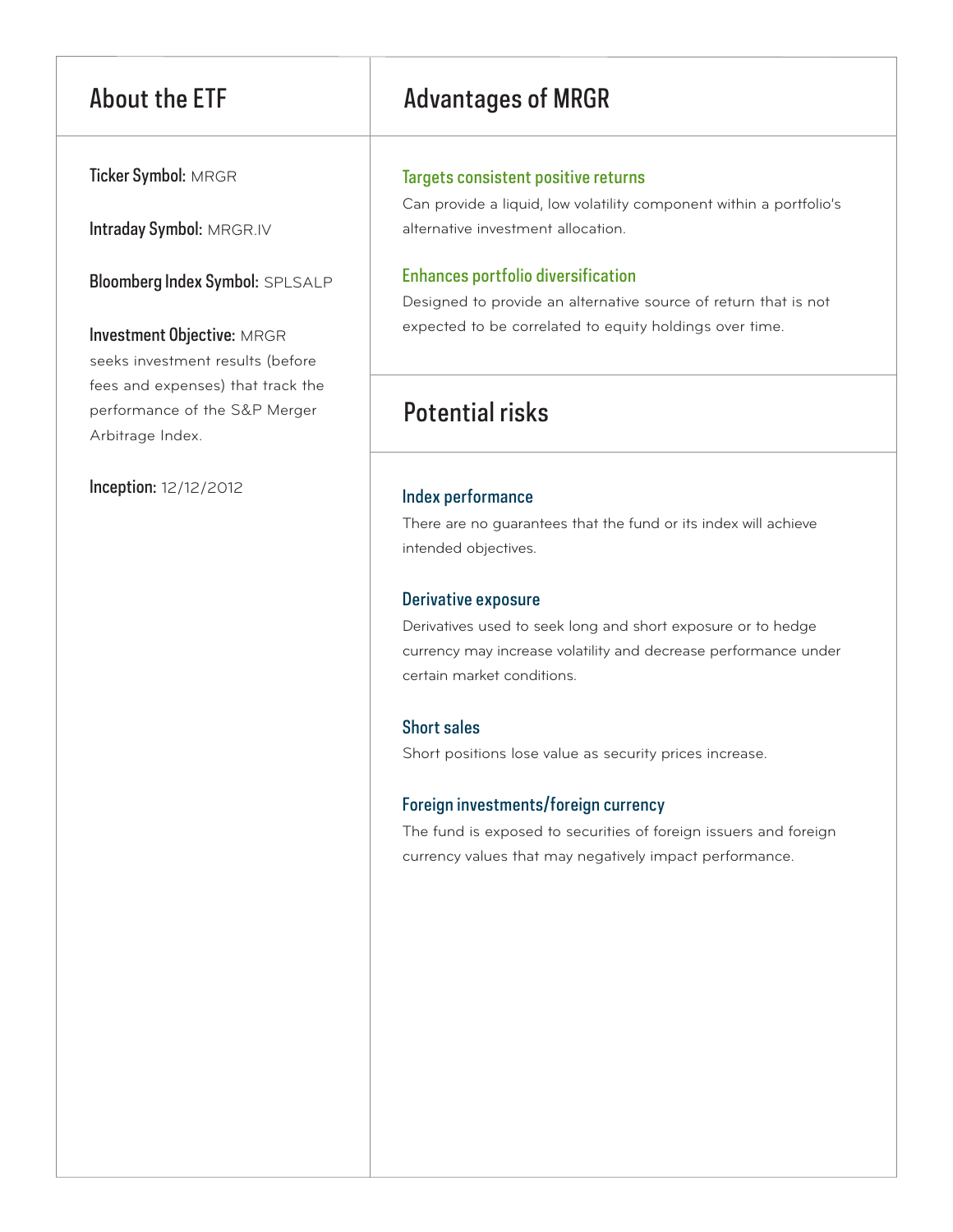## About the ETF

**Ticker Symbol:** MRGR

**Intraday Symbol:** MRGR.IV

**Bloomberg Index Symbol:** SPLSALP

**Investment Objective:** MRGR seeks investment results (before fees and expenses) that track the performance of the S&P Merger Arbitrage Index.

**Inception:** 12/12/2012

## Advantages of MRGR

### Targets consistent positive returns

Can provide a liquid, low volatility component within a portfolio's alternative investment allocation.

### Enhances portfolio diversification

Designed to provide an alternative source of return that is not expected to be correlated to equity holdings over time.

## Potential risks

### Index performance

There are no guarantees that the fund or its index will achieve intended objectives.

### Derivative exposure

Derivatives used to seek long and short exposure or to hedge currency may increase volatility and decrease performance under certain market conditions.

### Short sales

Short positions lose value as security prices increase.

### Foreign investments/foreign currency

The fund is exposed to securities of foreign issuers and foreign currency values that may negatively impact performance.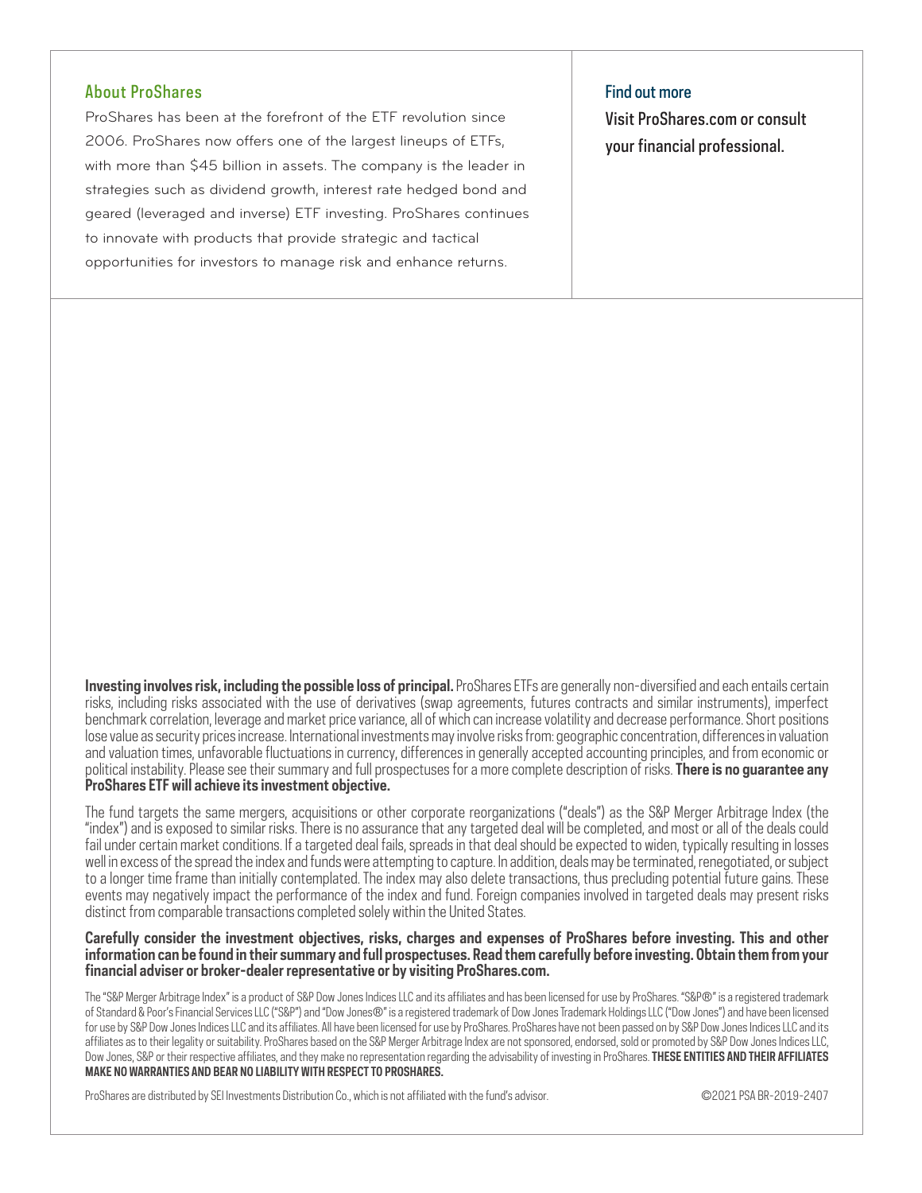## About ProShares

ProShares has been at the forefront of the ETF revolution since 2006. ProShares now offers one of the largest lineups of ETFs, with more than $45 billion in assets. The company is the leader in strategies such as dividend growth, interest rate hedged bond and geared (leveraged and inverse) ETF investing. ProShares continues to innovate with products that provide strategic and tactical opportunities for investors to manage risk and enhance returns.

## Find out more

Visit ProShares.com or consult your financial professional.

**Investing involves risk, including the possible loss of principal.** ProShares ETFs are generally non-diversified and each entails certain risks, including risks associated with the use of derivatives (swap agreements, futures contracts and similar instruments), imperfect benchmark correlation, leverage and market price variance, all of which can increase volatility and decrease performance. Short positions lose value as security prices increase. International investments may involve risks from: geographic concentration, differences in valuation and valuation times, unfavorable fluctuations in currency, differences in generally accepted accounting principles, and from economic or political instability. Please see their summary and full prospectuses for a more complete description of risks. **There is no guarantee any ProShares ETF will achieve its investment objective.**

The fund targets the same mergers, acquisitions or other corporate reorganizations ("deals") as the S&P Merger Arbitrage Index (the "index") and is exposed to similar risks. There is no assurance that any targeted deal will be completed, and most or all of the deals could fail under certain market conditions. If a targeted deal fails, spreads in that deal should be expected to widen, typically resulting in losses well in excess of the spread the index and funds were attempting to capture. In addition, deals may be terminated, renegotiated, or subject to a longer time frame than initially contemplated. The index may also delete transactions, thus precluding potential future gains. These events may negatively impact the performance of the index and fund. Foreign companies involved in targeted deals may present risks distinct from comparable transactions completed solely within the United States.

**Carefully consider the investment objectives, risks, charges and expenses of ProShares before investing. This and other information can be found in their summary and full prospectuses. Read them carefully before investing. Obtain them from your financial adviser or broker-dealer representative or by visiting ProShares.com.**

The "S&P Merger Arbitrage Index" is a product of S&P Dow Jones Indices LLC and its affiliates and has been licensed for use by ProShares. "S&P®" is a registered trademark of Standard & Poor's Financial Services LLC ("S&P") and "Dow Jones®" is a registered trademark of Dow Jones Trademark Holdings LLC ("Dow Jones") and have been licensed for use by S&P Dow Jones Indices LLC and its affiliates. All have been licensed for use by ProShares. ProShares have not been passed on by S&P Dow Jones Indices LLC and its affiliates as to their legality or suitability. ProShares based on the S&P Merger Arbitrage Index are not sponsored, endorsed, sold or promoted by S&P Dow Jones Indices LLC, Dow Jones, S&P or their respective affiliates, and they make no representation regarding the advisability of investing in ProShares. **THESE ENTITIES AND THEIR AFFILIATES MAKE NO WARRANTIES AND BEAR NO LIABILITY WITH RESPECT TO PROSHARES.**

ProShares are distributed by SEI Investments Distribution Co., which is not affiliated with the fund's advisor.

©2021 PSA BR-2019-2407